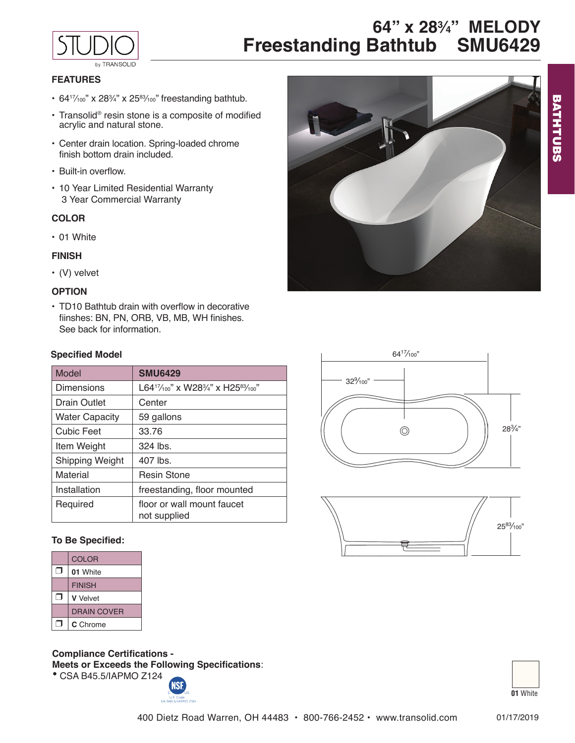STUDIO by TRANSOLID

# 64" x 28¾" MELODY Freestanding Bathtub SMU6429

BATHTUBS

## FEATURES

- 64 17/100" x 28¾" x 25 83/100" freestanding bathtub.
- Transolid® resin stone is a composite of modified acrylic and natural stone.
- Center drain location. Spring-loaded chrome finish bottom drain included.
- Built-in overflow.
- 10 Year Limited Residential Warranty
  3 Year Commercial Warranty

## COLOR

- 01 White

## FINISH

- (V) velvet

## OPTION

- TD10 Bathtub drain with overflow in decorative fiinshes: BN, PN, ORB, VB, MB, WH finishes. See back for information.

64 17/100"

32 9/100"

28¾"

25 83/100"

### Specified Model

| Model | SMU6429 |
|---|---|
| Dimensions | L64 17/100" x W28¾" x H25 83/100" |
| Drain Outlet | Center |
| Water Capacity | 59 gallons |
| Cubic Feet | 33.76 |
| Item Weight | 324 lbs. |
| Shipping Weight | 407 lbs. |
| Material | Resin Stone |
| Installation | freestanding, floor mounted |
| Required | floor or wall mount faucet not supplied |

### To Be Specified:

| | COLOR |
|---|---|
| ❐ | **01** White |
| | FINISH |
| ❐ | **V** Velvet |
| | DRAIN COVER |
| ❐ | **C** Chrome |

**Compliance Certifications - Meets or Exceeds the Following Specifications**:

- CSA B45.5/IAPMO Z124

NSF U.P. Code SA B45.5/IAPMO Z124

**01** White

400 Dietz Road Warren, OH 44483 • 800-766-2452 • www.transolid.com

01/17/2019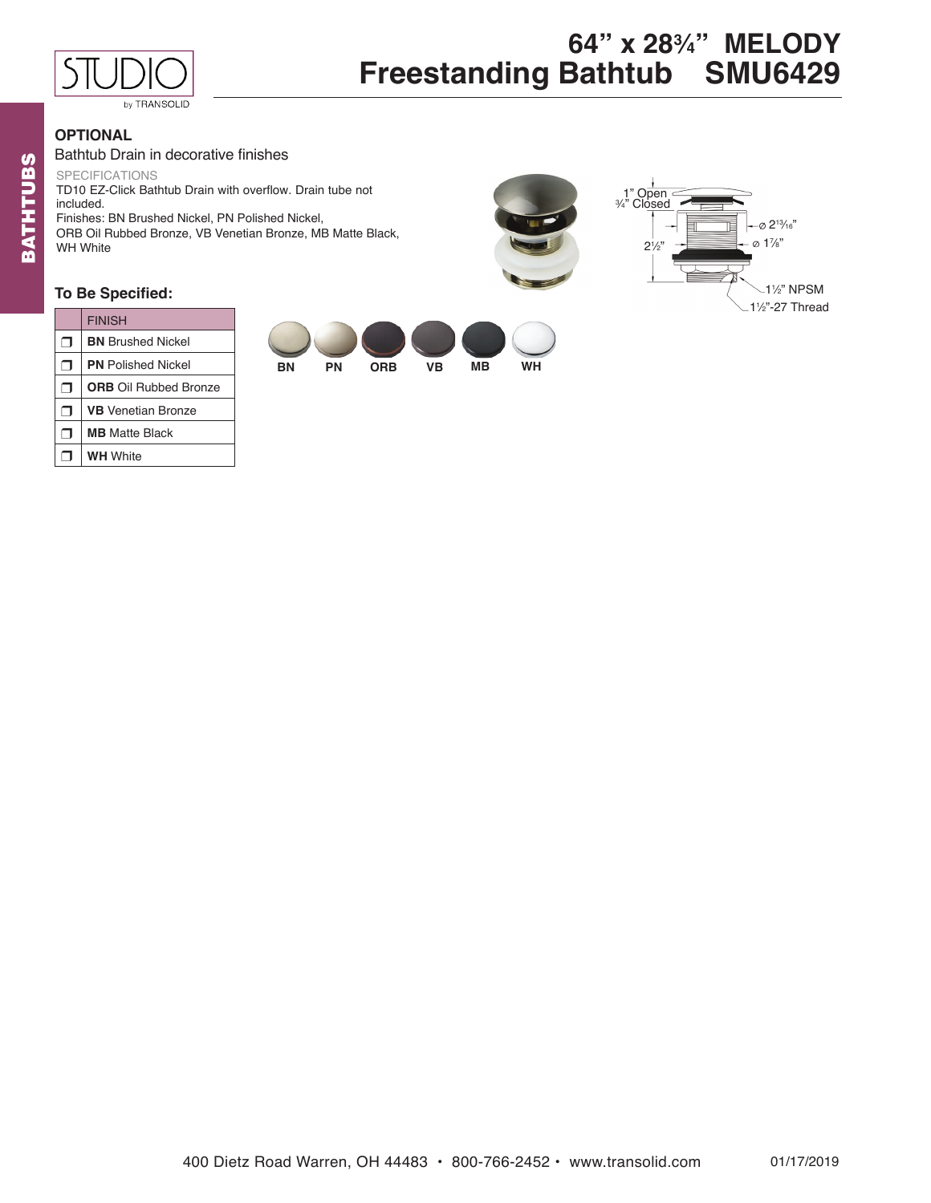# 64" x 28¾" MELODY Freestanding Bathtub SMU6429

## OPTIONAL

Bathtub Drain in decorative finishes

SPECIFICATIONS

TD10 EZ-Click Bathtub Drain with overflow. Drain tube not included.
Finishes: BN Brushed Nickel, PN Polished Nickel,
ORB Oil Rubbed Bronze, VB Venetian Bronze, MB Matte Black,
WH White

1" Open
¾" Closed
⌀ 2¹³⁄₁₆"
2½"
⌀ 1⅞"
1½" NPSM
1½"-27 Thread

### To Be Specified:

| | FINISH |
|---|---|
| ❐ | **BN** Brushed Nickel |
| ❐ | **PN** Polished Nickel |
| ❐ | **ORB** Oil Rubbed Bronze |
| ❐ | **VB** Venetian Bronze |
| ❐ | **MB** Matte Black |
| ❐ | **WH** White |

BN PN ORB VB MB WH

400 Dietz Road Warren, OH 44483 • 800-766-2452 • www.transolid.com 01/17/2019